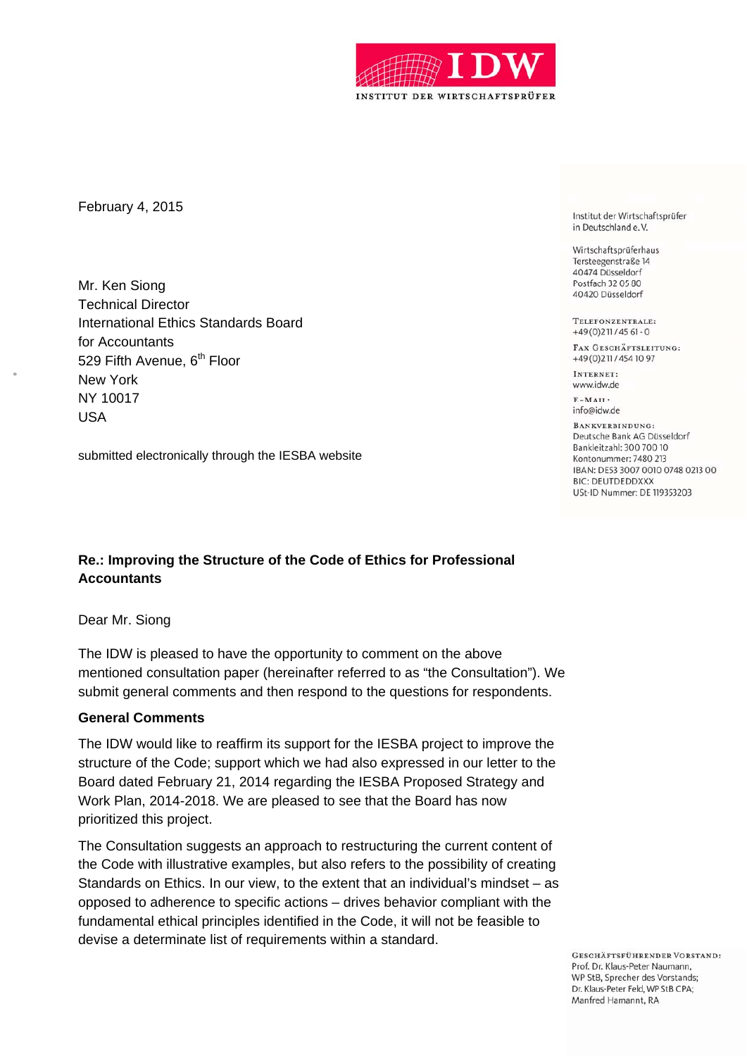IDW

INSTITUT DER WIRTSCHAFTSPRÜFER

February 4, 2015

Mr. Ken Siong
Technical Director
International Ethics Standards Board
for Accountants
529 Fifth Avenue, 6th Floor
New York
NY 10017
USA

submitted electronically through the IESBA website

Institut der Wirtschaftsprüfer
in Deutschland e. V.

Wirtschaftsprüferhaus
Tersteegenstraße 14
40474 Düsseldorf
Postfach 32 05 80
40420 Düsseldorf

TELEFONZENTRALE:
+49(0)211 / 45 61 - 0

FAX GESCHÄFTSLEITUNG:
+49(0)211 / 454 10 97

INTERNET:
www.idw.de

E-MAIL:
info@idw.de

BANKVERBINDUNG:
Deutsche Bank AG Düsseldorf
Bankleitzahl: 300 700 10
Kontonummer: 7480 213
IBAN: DE53 3007 0010 0748 0213 00
BIC: DEUTDEDDXXX
USt-ID Nummer: DE 119353203

**Re.: Improving the Structure of the Code of Ethics for Professional Accountants**

Dear Mr. Siong

The IDW is pleased to have the opportunity to comment on the above mentioned consultation paper (hereinafter referred to as "the Consultation"). We submit general comments and then respond to the questions for respondents.

**General Comments**

The IDW would like to reaffirm its support for the IESBA project to improve the structure of the Code; support which we had also expressed in our letter to the Board dated February 21, 2014 regarding the IESBA Proposed Strategy and Work Plan, 2014-2018. We are pleased to see that the Board has now prioritized this project.

The Consultation suggests an approach to restructuring the current content of the Code with illustrative examples, but also refers to the possibility of creating Standards on Ethics. In our view, to the extent that an individual's mindset – as opposed to adherence to specific actions – drives behavior compliant with the fundamental ethical principles identified in the Code, it will not be feasible to devise a determinate list of requirements within a standard.

GESCHÄFTSFÜHRENDER VORSTAND:
Prof. Dr. Klaus-Peter Naumann,
WP StB, Sprecher des Vorstands;
Dr. Klaus-Peter Feld, WP StB CPA;
Manfred Hamannt, RA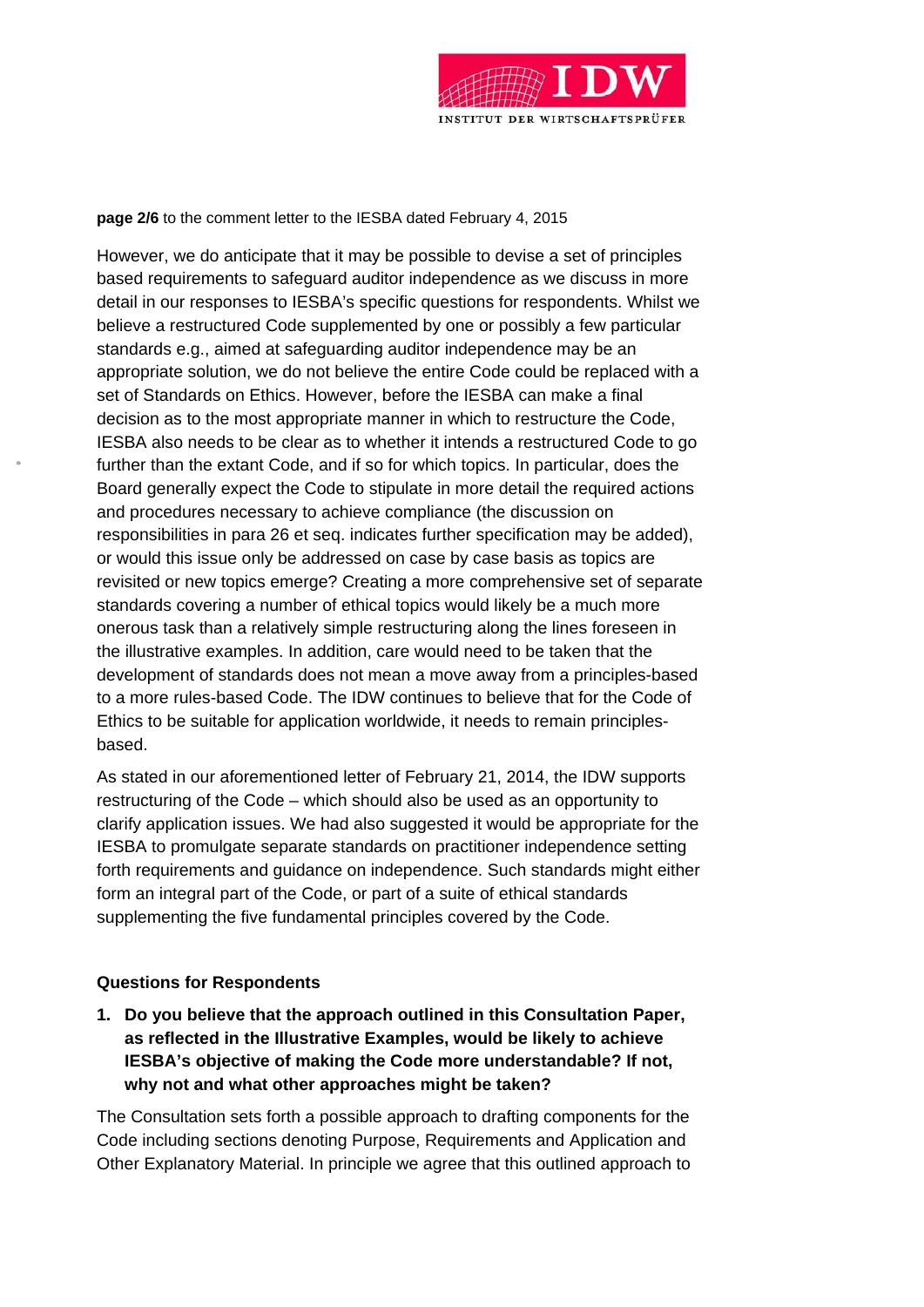However, we do anticipate that it may be possible to devise a set of principles based requirements to safeguard auditor independence as we discuss in more detail in our responses to IESBA's specific questions for respondents. Whilst we believe a restructured Code supplemented by one or possibly a few particular standards e.g., aimed at safeguarding auditor independence may be an appropriate solution, we do not believe the entire Code could be replaced with a set of Standards on Ethics. However, before the IESBA can make a final decision as to the most appropriate manner in which to restructure the Code, IESBA also needs to be clear as to whether it intends a restructured Code to go further than the extant Code, and if so for which topics. In particular, does the Board generally expect the Code to stipulate in more detail the required actions and procedures necessary to achieve compliance (the discussion on responsibilities in para 26 et seq. indicates further specification may be added), or would this issue only be addressed on case by case basis as topics are revisited or new topics emerge? Creating a more comprehensive set of separate standards covering a number of ethical topics would likely be a much more onerous task than a relatively simple restructuring along the lines foreseen in the illustrative examples. In addition, care would need to be taken that the development of standards does not mean a move away from a principles-based to a more rules-based Code. The IDW continues to believe that for the Code of Ethics to be suitable for application worldwide, it needs to remain principles-based.

As stated in our aforementioned letter of February 21, 2014, the IDW supports restructuring of the Code – which should also be used as an opportunity to clarify application issues. We had also suggested it would be appropriate for the IESBA to promulgate separate standards on practitioner independence setting forth requirements and guidance on independence. Such standards might either form an integral part of the Code, or part of a suite of ethical standards supplementing the five fundamental principles covered by the Code.

**Questions for Respondents**

1. **Do you believe that the approach outlined in this Consultation Paper, as reflected in the Illustrative Examples, would be likely to achieve IESBA's objective of making the Code more understandable? If not, why not and what other approaches might be taken?**

The Consultation sets forth a possible approach to drafting components for the Code including sections denoting Purpose, Requirements and Application and Other Explanatory Material. In principle we agree that this outlined approach to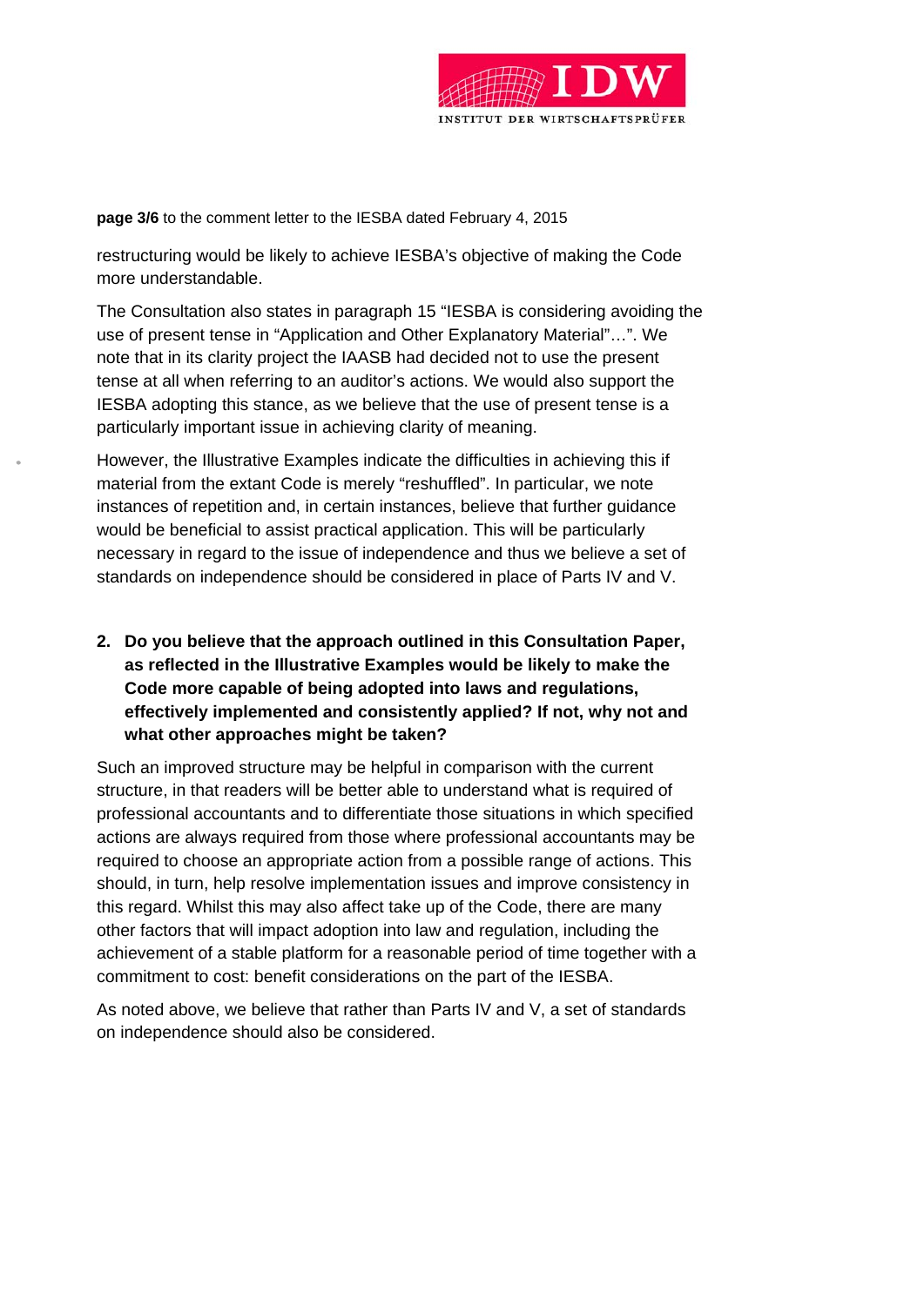restructuring would be likely to achieve IESBA's objective of making the Code more understandable.

The Consultation also states in paragraph 15 "IESBA is considering avoiding the use of present tense in "Application and Other Explanatory Material"…". We note that in its clarity project the IAASB had decided not to use the present tense at all when referring to an auditor's actions. We would also support the IESBA adopting this stance, as we believe that the use of present tense is a particularly important issue in achieving clarity of meaning.

However, the Illustrative Examples indicate the difficulties in achieving this if material from the extant Code is merely "reshuffled". In particular, we note instances of repetition and, in certain instances, believe that further guidance would be beneficial to assist practical application. This will be particularly necessary in regard to the issue of independence and thus we believe a set of standards on independence should be considered in place of Parts IV and V.

**2. Do you believe that the approach outlined in this Consultation Paper, as reflected in the Illustrative Examples would be likely to make the Code more capable of being adopted into laws and regulations, effectively implemented and consistently applied? If not, why not and what other approaches might be taken?**

Such an improved structure may be helpful in comparison with the current structure, in that readers will be better able to understand what is required of professional accountants and to differentiate those situations in which specified actions are always required from those where professional accountants may be required to choose an appropriate action from a possible range of actions. This should, in turn, help resolve implementation issues and improve consistency in this regard. Whilst this may also affect take up of the Code, there are many other factors that will impact adoption into law and regulation, including the achievement of a stable platform for a reasonable period of time together with a commitment to cost: benefit considerations on the part of the IESBA.

As noted above, we believe that rather than Parts IV and V, a set of standards on independence should also be considered.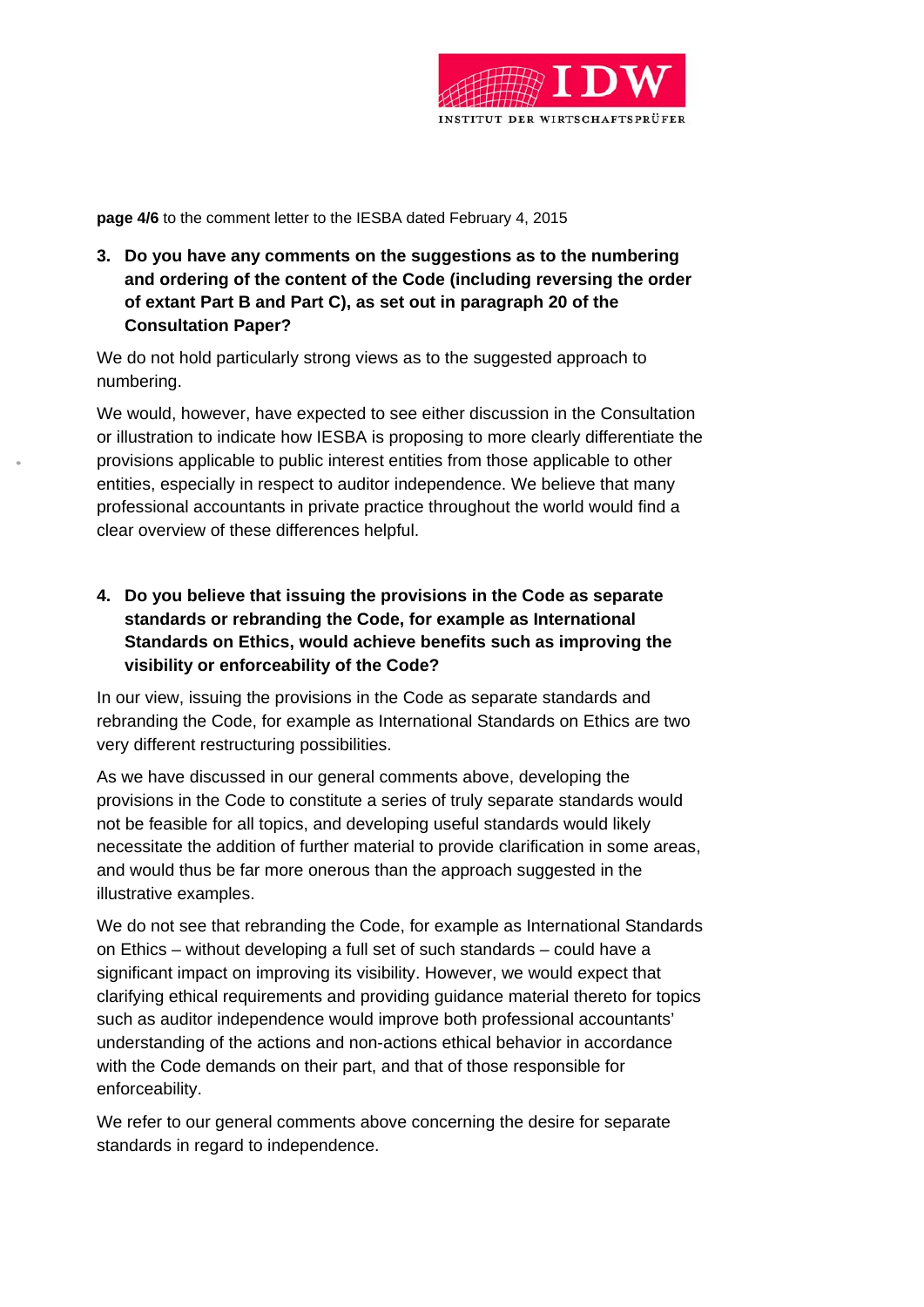**3. Do you have any comments on the suggestions as to the numbering and ordering of the content of the Code (including reversing the order of extant Part B and Part C), as set out in paragraph 20 of the Consultation Paper?**

We do not hold particularly strong views as to the suggested approach to numbering.

We would, however, have expected to see either discussion in the Consultation or illustration to indicate how IESBA is proposing to more clearly differentiate the provisions applicable to public interest entities from those applicable to other entities, especially in respect to auditor independence. We believe that many professional accountants in private practice throughout the world would find a clear overview of these differences helpful.

**4. Do you believe that issuing the provisions in the Code as separate standards or rebranding the Code, for example as International Standards on Ethics, would achieve benefits such as improving the visibility or enforceability of the Code?**

In our view, issuing the provisions in the Code as separate standards and rebranding the Code, for example as International Standards on Ethics are two very different restructuring possibilities.

As we have discussed in our general comments above, developing the provisions in the Code to constitute a series of truly separate standards would not be feasible for all topics, and developing useful standards would likely necessitate the addition of further material to provide clarification in some areas, and would thus be far more onerous than the approach suggested in the illustrative examples.

We do not see that rebranding the Code, for example as International Standards on Ethics – without developing a full set of such standards – could have a significant impact on improving its visibility. However, we would expect that clarifying ethical requirements and providing guidance material thereto for topics such as auditor independence would improve both professional accountants' understanding of the actions and non-actions ethical behavior in accordance with the Code demands on their part, and that of those responsible for enforceability.

We refer to our general comments above concerning the desire for separate standards in regard to independence.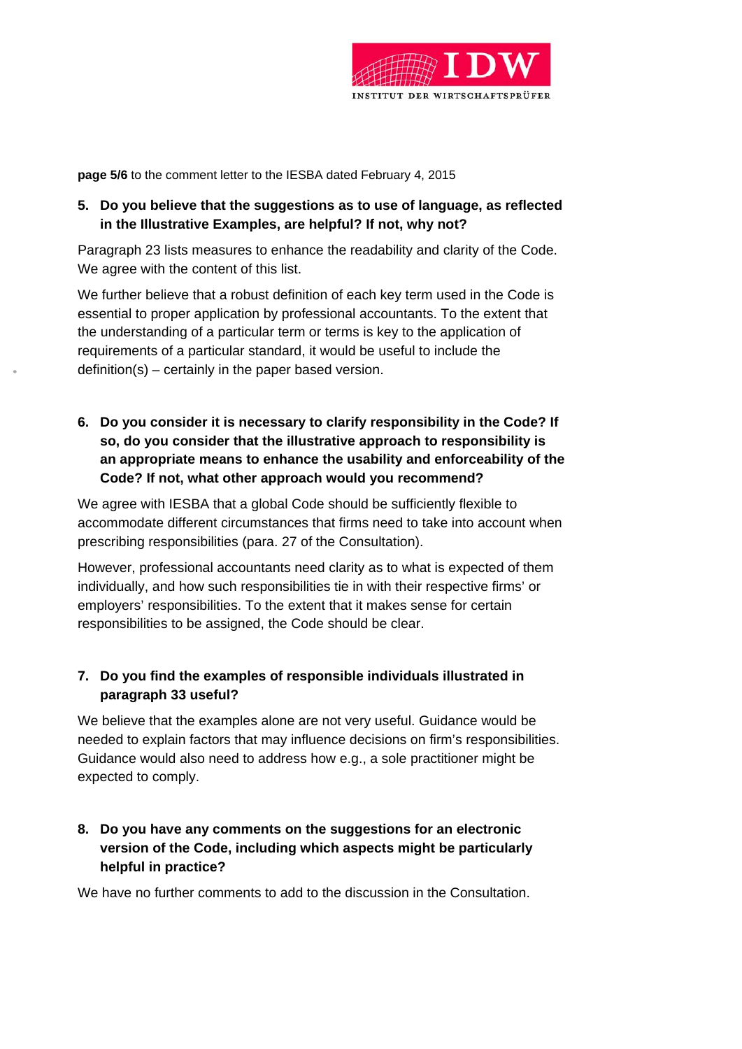**5. Do you believe that the suggestions as to use of language, as reflected in the Illustrative Examples, are helpful? If not, why not?**

Paragraph 23 lists measures to enhance the readability and clarity of the Code. We agree with the content of this list.

We further believe that a robust definition of each key term used in the Code is essential to proper application by professional accountants. To the extent that the understanding of a particular term or terms is key to the application of requirements of a particular standard, it would be useful to include the definition(s) – certainly in the paper based version.

**6. Do you consider it is necessary to clarify responsibility in the Code? If so, do you consider that the illustrative approach to responsibility is an appropriate means to enhance the usability and enforceability of the Code? If not, what other approach would you recommend?**

We agree with IESBA that a global Code should be sufficiently flexible to accommodate different circumstances that firms need to take into account when prescribing responsibilities (para. 27 of the Consultation).

However, professional accountants need clarity as to what is expected of them individually, and how such responsibilities tie in with their respective firms' or employers' responsibilities. To the extent that it makes sense for certain responsibilities to be assigned, the Code should be clear.

**7. Do you find the examples of responsible individuals illustrated in paragraph 33 useful?**

We believe that the examples alone are not very useful. Guidance would be needed to explain factors that may influence decisions on firm's responsibilities. Guidance would also need to address how e.g., a sole practitioner might be expected to comply.

**8. Do you have any comments on the suggestions for an electronic version of the Code, including which aspects might be particularly helpful in practice?**

We have no further comments to add to the discussion in the Consultation.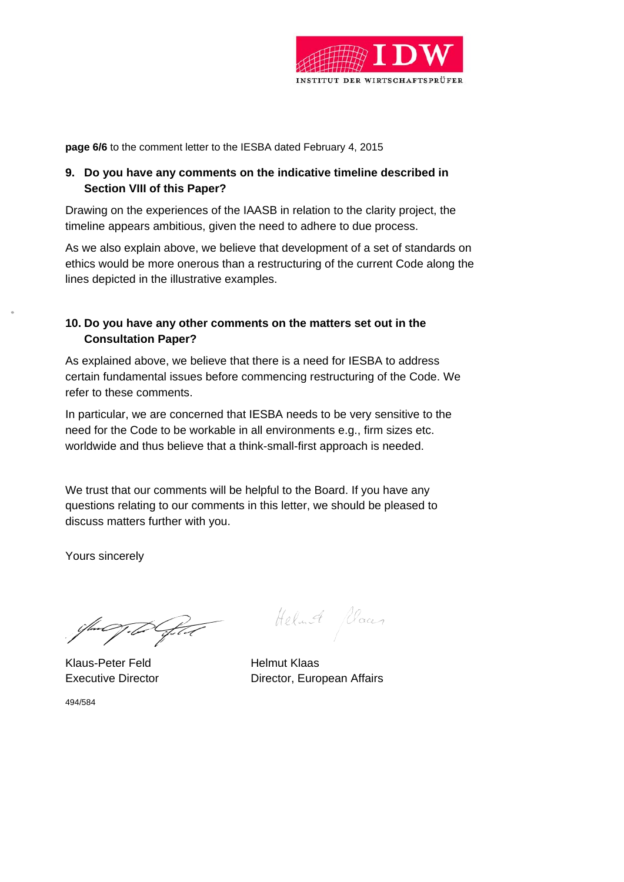**page 6/6** to the comment letter to the IESBA dated February 4, 2015

**9. Do you have any comments on the indicative timeline described in Section VIII of this Paper?**

Drawing on the experiences of the IAASB in relation to the clarity project, the timeline appears ambitious, given the need to adhere to due process.

As we also explain above, we believe that development of a set of standards on ethics would be more onerous than a restructuring of the current Code along the lines depicted in the illustrative examples.

**10. Do you have any other comments on the matters set out in the Consultation Paper?**

As explained above, we believe that there is a need for IESBA to address certain fundamental issues before commencing restructuring of the Code. We refer to these comments.

In particular, we are concerned that IESBA needs to be very sensitive to the need for the Code to be workable in all environments e.g., firm sizes etc. worldwide and thus believe that a think-small-first approach is needed.

We trust that our comments will be helpful to the Board. If you have any questions relating to our comments in this letter, we should be pleased to discuss matters further with you.

Yours sincerely

Klaus-Peter Feld
Executive Director

Helmut Klaas
Director, European Affairs

494/584